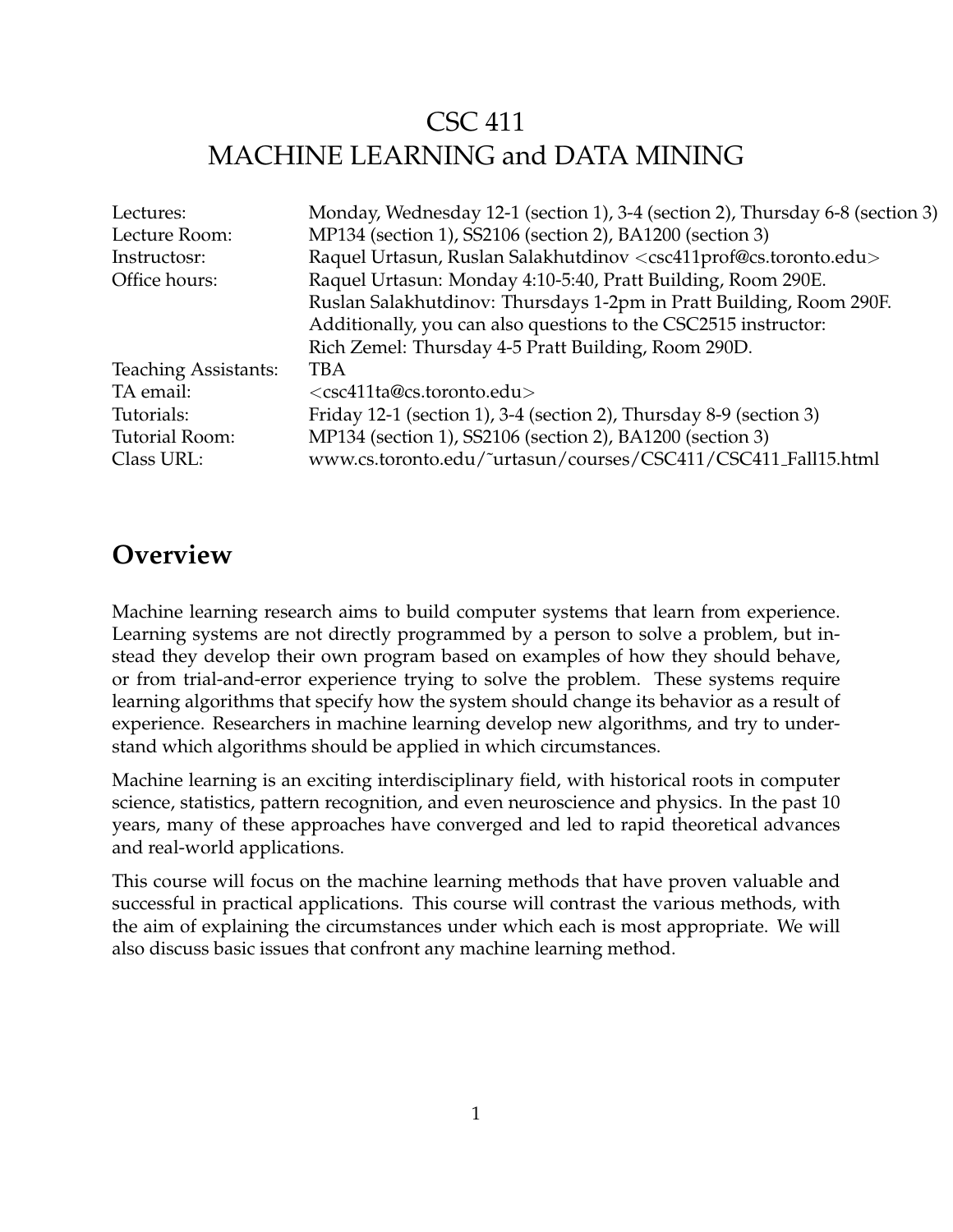# CSC 411
# MACHINE LEARNING and DATA MINING

| | |
|---|---|
| Lectures: | Monday, Wednesday 12-1 (section 1), 3-4 (section 2), Thursday 6-8 (section 3) |
| Lecture Room: | MP134 (section 1), SS2106 (section 2), BA1200 (section 3) |
| Instructosr: | Raquel Urtasun, Ruslan Salakhutdinov <csc411prof@cs.toronto.edu> |
| Office hours: | Raquel Urtasun: Monday 4:10-5:40, Pratt Building, Room 290E. |
| | Ruslan Salakhutdinov: Thursdays 1-2pm in Pratt Building, Room 290F. |
| | Additionally, you can also questions to the CSC2515 instructor: |
| | Rich Zemel: Thursday 4-5 Pratt Building, Room 290D. |
| Teaching Assistants: | TBA |
| TA email: | <csc411ta@cs.toronto.edu> |
| Tutorials: | Friday 12-1 (section 1), 3-4 (section 2), Thursday 8-9 (section 3) |
| Tutorial Room: | MP134 (section 1), SS2106 (section 2), BA1200 (section 3) |
| Class URL: | www.cs.toronto.edu/˜urtasun/courses/CSC411/CSC411_Fall15.html |

## Overview

Machine learning research aims to build computer systems that learn from experience. Learning systems are not directly programmed by a person to solve a problem, but instead they develop their own program based on examples of how they should behave, or from trial-and-error experience trying to solve the problem. These systems require learning algorithms that specify how the system should change its behavior as a result of experience. Researchers in machine learning develop new algorithms, and try to understand which algorithms should be applied in which circumstances.

Machine learning is an exciting interdisciplinary field, with historical roots in computer science, statistics, pattern recognition, and even neuroscience and physics. In the past 10 years, many of these approaches have converged and led to rapid theoretical advances and real-world applications.

This course will focus on the machine learning methods that have proven valuable and successful in practical applications. This course will contrast the various methods, with the aim of explaining the circumstances under which each is most appropriate. We will also discuss basic issues that confront any machine learning method.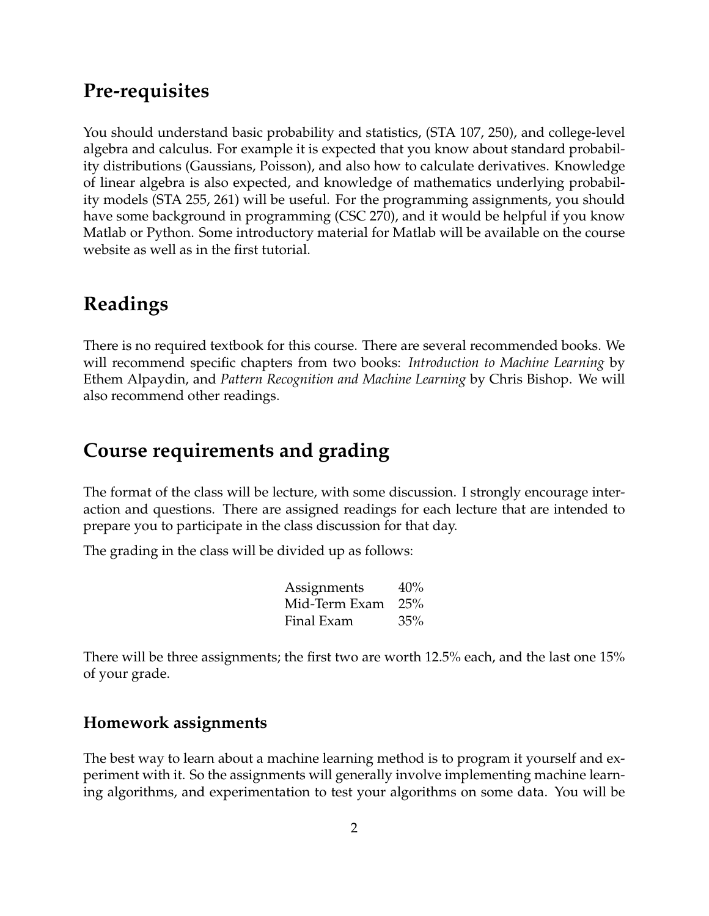## Pre-requisites

You should understand basic probability and statistics, (STA 107, 250), and college-level algebra and calculus. For example it is expected that you know about standard probability distributions (Gaussians, Poisson), and also how to calculate derivatives. Knowledge of linear algebra is also expected, and knowledge of mathematics underlying probability models (STA 255, 261) will be useful. For the programming assignments, you should have some background in programming (CSC 270), and it would be helpful if you know Matlab or Python. Some introductory material for Matlab will be available on the course website as well as in the first tutorial.

## Readings

There is no required textbook for this course. There are several recommended books. We will recommend specific chapters from two books: *Introduction to Machine Learning* by Ethem Alpaydin, and *Pattern Recognition and Machine Learning* by Chris Bishop. We will also recommend other readings.

## Course requirements and grading

The format of the class will be lecture, with some discussion. I strongly encourage interaction and questions. There are assigned readings for each lecture that are intended to prepare you to participate in the class discussion for that day.

The grading in the class will be divided up as follows:

| | |
|---|---|
| Assignments | 40% |
| Mid-Term Exam | 25% |
| Final Exam | 35% |

There will be three assignments; the first two are worth 12.5% each, and the last one 15% of your grade.

### Homework assignments

The best way to learn about a machine learning method is to program it yourself and experiment with it. So the assignments will generally involve implementing machine learning algorithms, and experimentation to test your algorithms on some data. You will be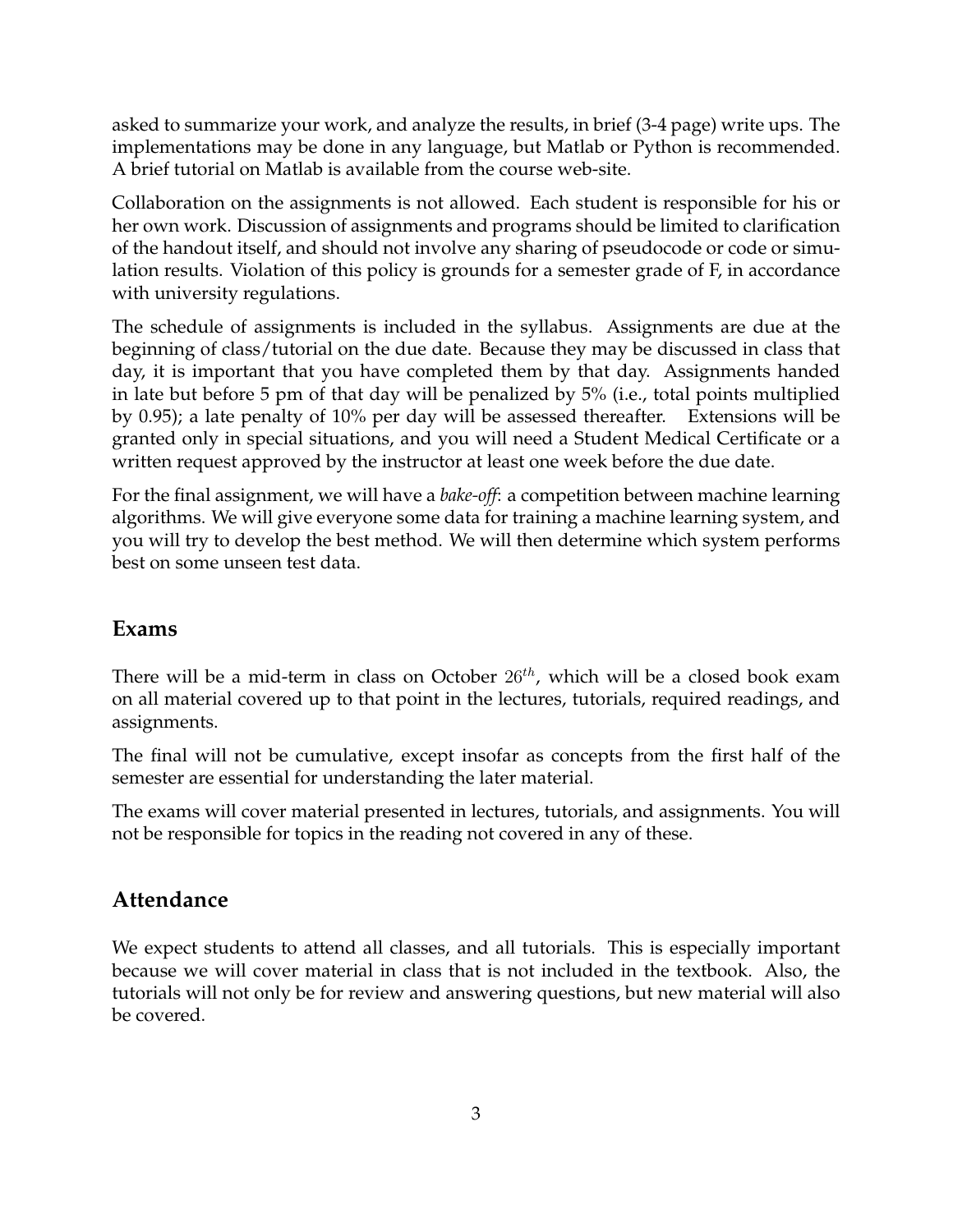asked to summarize your work, and analyze the results, in brief (3-4 page) write ups. The implementations may be done in any language, but Matlab or Python is recommended. A brief tutorial on Matlab is available from the course web-site.

Collaboration on the assignments is not allowed. Each student is responsible for his or her own work. Discussion of assignments and programs should be limited to clarification of the handout itself, and should not involve any sharing of pseudocode or code or simulation results. Violation of this policy is grounds for a semester grade of F, in accordance with university regulations.

The schedule of assignments is included in the syllabus. Assignments are due at the beginning of class/tutorial on the due date. Because they may be discussed in class that day, it is important that you have completed them by that day. Assignments handed in late but before 5 pm of that day will be penalized by 5% (i.e., total points multiplied by 0.95); a late penalty of 10% per day will be assessed thereafter. Extensions will be granted only in special situations, and you will need a Student Medical Certificate or a written request approved by the instructor at least one week before the due date.

For the final assignment, we will have a *bake-off*: a competition between machine learning algorithms. We will give everyone some data for training a machine learning system, and you will try to develop the best method. We will then determine which system performs best on some unseen test data.

## Exams

There will be a mid-term in class on October $26^{th}$, which will be a closed book exam on all material covered up to that point in the lectures, tutorials, required readings, and assignments.

The final will not be cumulative, except insofar as concepts from the first half of the semester are essential for understanding the later material.

The exams will cover material presented in lectures, tutorials, and assignments. You will not be responsible for topics in the reading not covered in any of these.

## Attendance

We expect students to attend all classes, and all tutorials. This is especially important because we will cover material in class that is not included in the textbook. Also, the tutorials will not only be for review and answering questions, but new material will also be covered.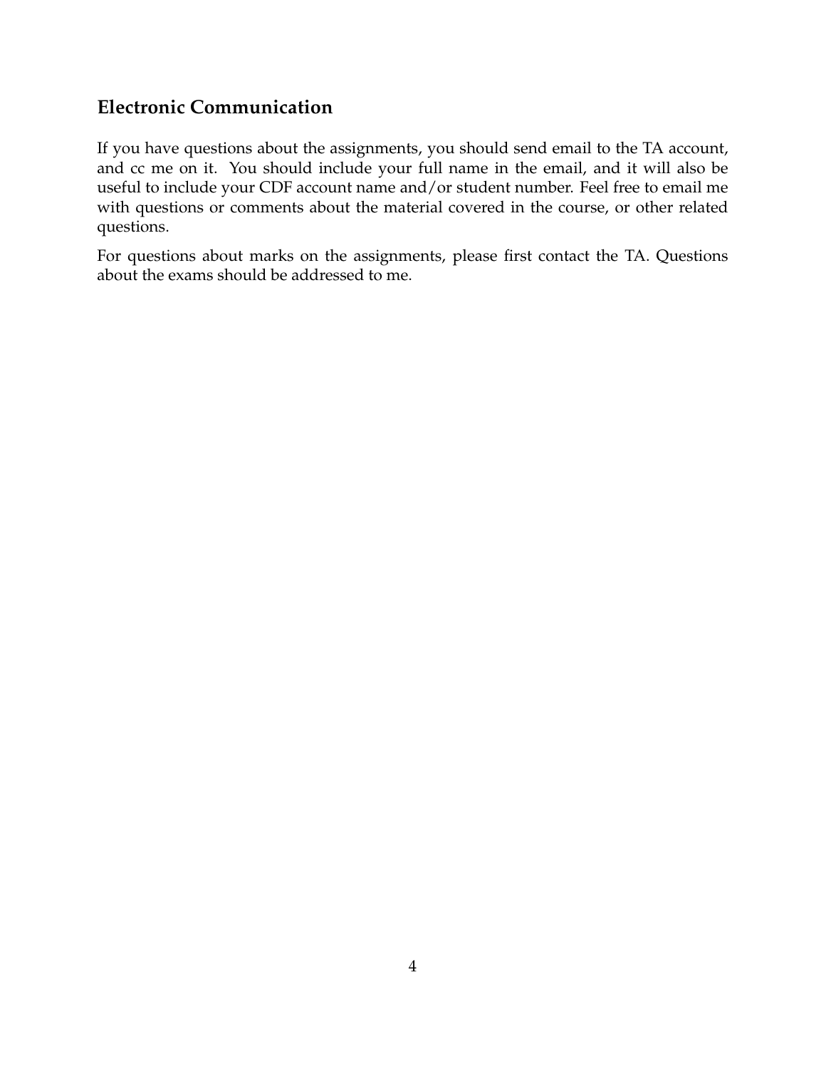## Electronic Communication

If you have questions about the assignments, you should send email to the TA account, and cc me on it. You should include your full name in the email, and it will also be useful to include your CDF account name and/or student number. Feel free to email me with questions or comments about the material covered in the course, or other related questions.

For questions about marks on the assignments, please first contact the TA. Questions about the exams should be addressed to me.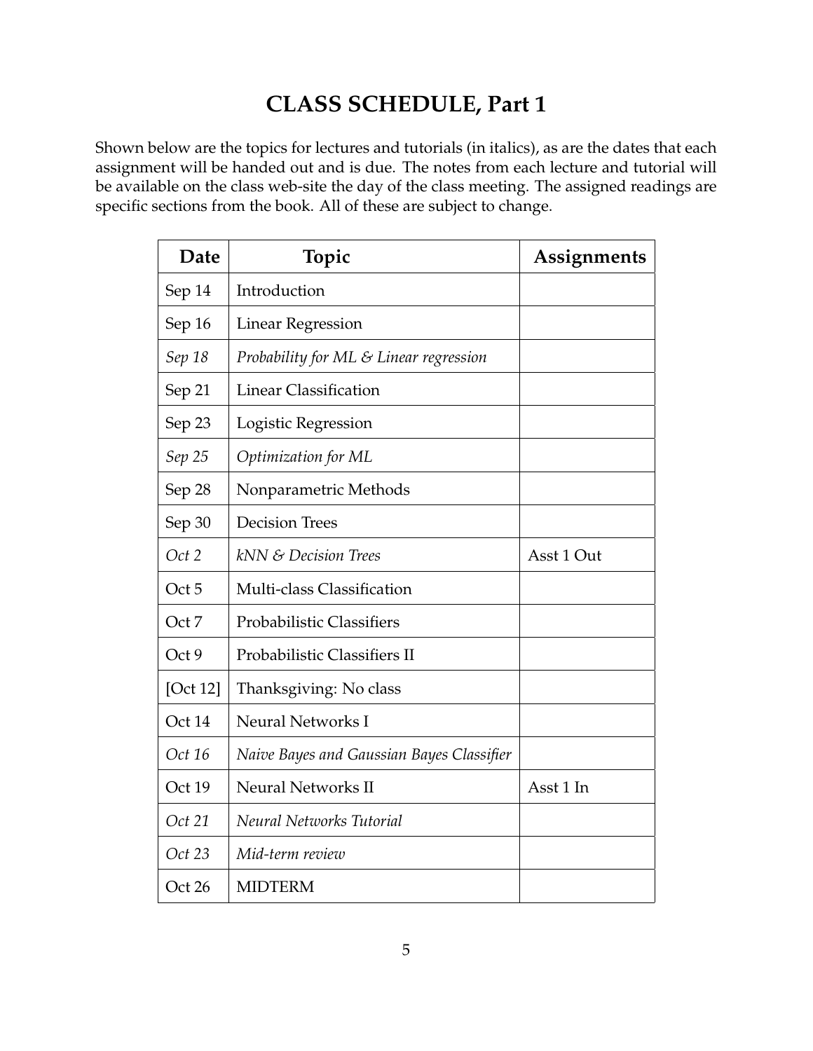# CLASS SCHEDULE, Part 1

Shown below are the topics for lectures and tutorials (in italics), as are the dates that each assignment will be handed out and is due. The notes from each lecture and tutorial will be available on the class web-site the day of the class meeting. The assigned readings are specific sections from the book. All of these are subject to change.

| Date | Topic | Assignments |
|---|---|---|
| Sep 14 | Introduction | |
| Sep 16 | Linear Regression | |
| *Sep 18* | *Probability for ML & Linear regression* | |
| Sep 21 | Linear Classification | |
| Sep 23 | Logistic Regression | |
| *Sep 25* | *Optimization for ML* | |
| Sep 28 | Nonparametric Methods | |
| Sep 30 | Decision Trees | |
| *Oct 2* | *kNN & Decision Trees* | Asst 1 Out |
| Oct 5 | Multi-class Classification | |
| Oct 7 | Probabilistic Classifiers | |
| Oct 9 | Probabilistic Classifiers II | |
| [Oct 12] | Thanksgiving: No class | |
| Oct 14 | Neural Networks I | |
| *Oct 16* | *Naive Bayes and Gaussian Bayes Classifier* | |
| Oct 19 | Neural Networks II | Asst 1 In |
| *Oct 21* | *Neural Networks Tutorial* | |
| *Oct 23* | *Mid-term review* | |
| Oct 26 | MIDTERM | |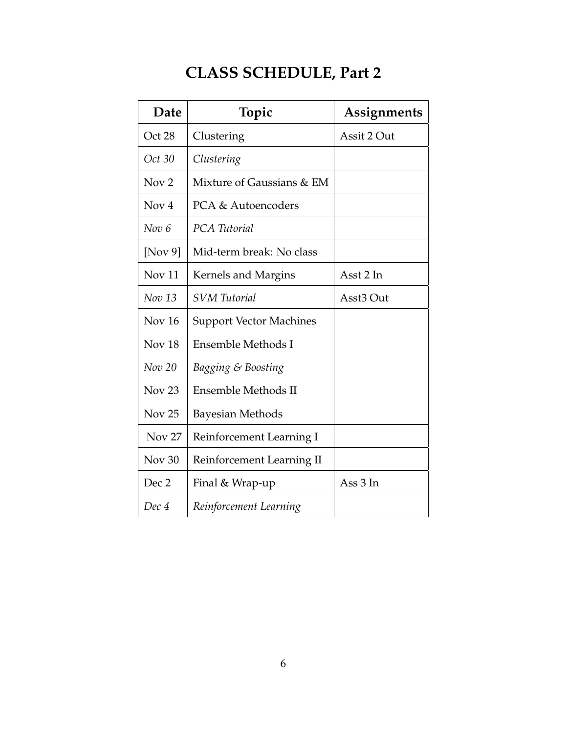# CLASS SCHEDULE, Part 2

| Date | Topic | Assignments |
|---|---|---|
| Oct 28 | Clustering | Assit 2 Out |
| *Oct 30* | *Clustering* | |
| Nov 2 | Mixture of Gaussians & EM | |
| Nov 4 | PCA & Autoencoders | |
| *Nov 6* | *PCA Tutorial* | |
| [Nov 9] | Mid-term break: No class | |
| Nov 11 | Kernels and Margins | Asst 2 In |
| *Nov 13* | *SVM Tutorial* | Asst3 Out |
| Nov 16 | Support Vector Machines | |
| Nov 18 | Ensemble Methods I | |
| *Nov 20* | *Bagging & Boosting* | |
| Nov 23 | Ensemble Methods II | |
| Nov 25 | Bayesian Methods | |
| Nov 27 | Reinforcement Learning I | |
| Nov 30 | Reinforcement Learning II | |
| Dec 2 | Final & Wrap-up | Ass 3 In |
| *Dec 4* | *Reinforcement Learning* | |